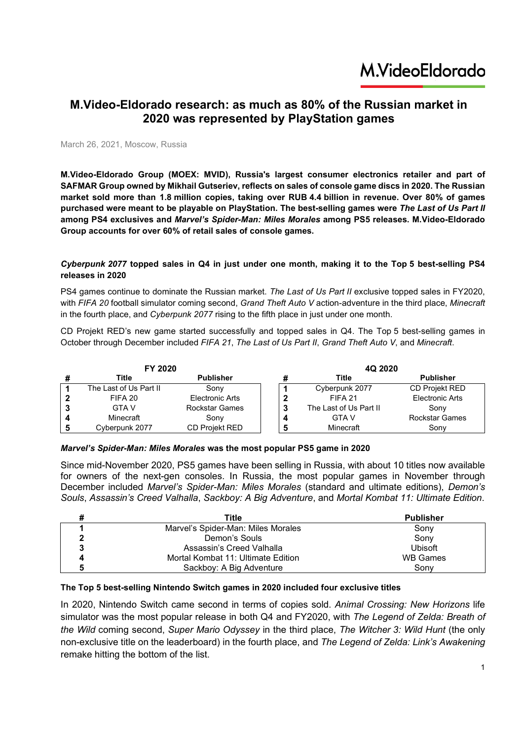M.VideoEldorado

# M.Video-Eldorado research: as much as 80% of the Russian market in 2020 was represented by PlayStation games

March 26, 2021, Moscow, Russia

**M.Video-Eldorado Group (MOEX: MVID), Russia's largest consumer electronics retailer and part of SAFMAR Group owned by Mikhail Gutseriev, reflects on sales of console game discs in 2020. The Russian market sold more than 1.8 million copies, taking over RUB 4.4 billion in revenue. Over 80% of games purchased were meant to be playable on PlayStation. The best-selling games were *The Last of Us Part II* among PS4 exclusives and *Marvel's Spider-Man: Miles Morales* among PS5 releases. M.Video-Eldorado Group accounts for over 60% of retail sales of console games.**

### *Cyberpunk 2077* topped sales in Q4 in just under one month, making it to the Top 5 best-selling PS4 releases in 2020

PS4 games continue to dominate the Russian market. *The Last of Us Part II* exclusive topped sales in FY2020, with *FIFA 20* football simulator coming second, *Grand Theft Auto V* action-adventure in the third place, *Minecraft* in the fourth place, and *Cyberpunk 2077* rising to the fifth place in just under one month.

CD Projekt RED's new game started successfully and topped sales in Q4. The Top 5 best-selling games in October through December included *FIFA 21*, *The Last of Us Part II*, *Grand Theft Auto V*, and *Minecraft*.

**FY 2020**

| # | Title | Publisher |
|---|---|---|
| 1 | The Last of Us Part II | Sony |
| 2 | FIFA 20 | Electronic Arts |
| 3 | GTA V | Rockstar Games |
| 4 | Minecraft | Sony |
| 5 | Cyberpunk 2077 | CD Projekt RED |

**4Q 2020**

| # | Title | Publisher |
|---|---|---|
| 1 | Cyberpunk 2077 | CD Projekt RED |
| 2 | FIFA 21 | Electronic Arts |
| 3 | The Last of Us Part II | Sony |
| 4 | GTA V | Rockstar Games |
| 5 | Minecraft | Sony |

### *Marvel's Spider-Man: Miles Morales* was the most popular PS5 game in 2020

Since mid-November 2020, PS5 games have been selling in Russia, with about 10 titles now available for owners of the next-gen consoles. In Russia, the most popular games in November through December included *Marvel's Spider-Man: Miles Morales* (standard and ultimate editions), *Demon's Souls*, *Assassin's Creed Valhalla*, *Sackboy: A Big Adventure*, and *Mortal Kombat 11: Ultimate Edition*.

| # | Title | Publisher |
|---|---|---|
| 1 | Marvel's Spider-Man: Miles Morales | Sony |
| 2 | Demon's Souls | Sony |
| 3 | Assassin's Creed Valhalla | Ubisoft |
| 4 | Mortal Kombat 11: Ultimate Edition | WB Games |
| 5 | Sackboy: A Big Adventure | Sony |

### The Top 5 best-selling Nintendo Switch games in 2020 included four exclusive titles

In 2020, Nintendo Switch came second in terms of copies sold. *Animal Crossing: New Horizons* life simulator was the most popular release in both Q4 and FY2020, with *The Legend of Zelda: Breath of the Wild* coming second, *Super Mario Odyssey* in the third place, *The Witcher 3: Wild Hunt* (the only non-exclusive title on the leaderboard) in the fourth place, and *The Legend of Zelda: Link's Awakening* remake hitting the bottom of the list.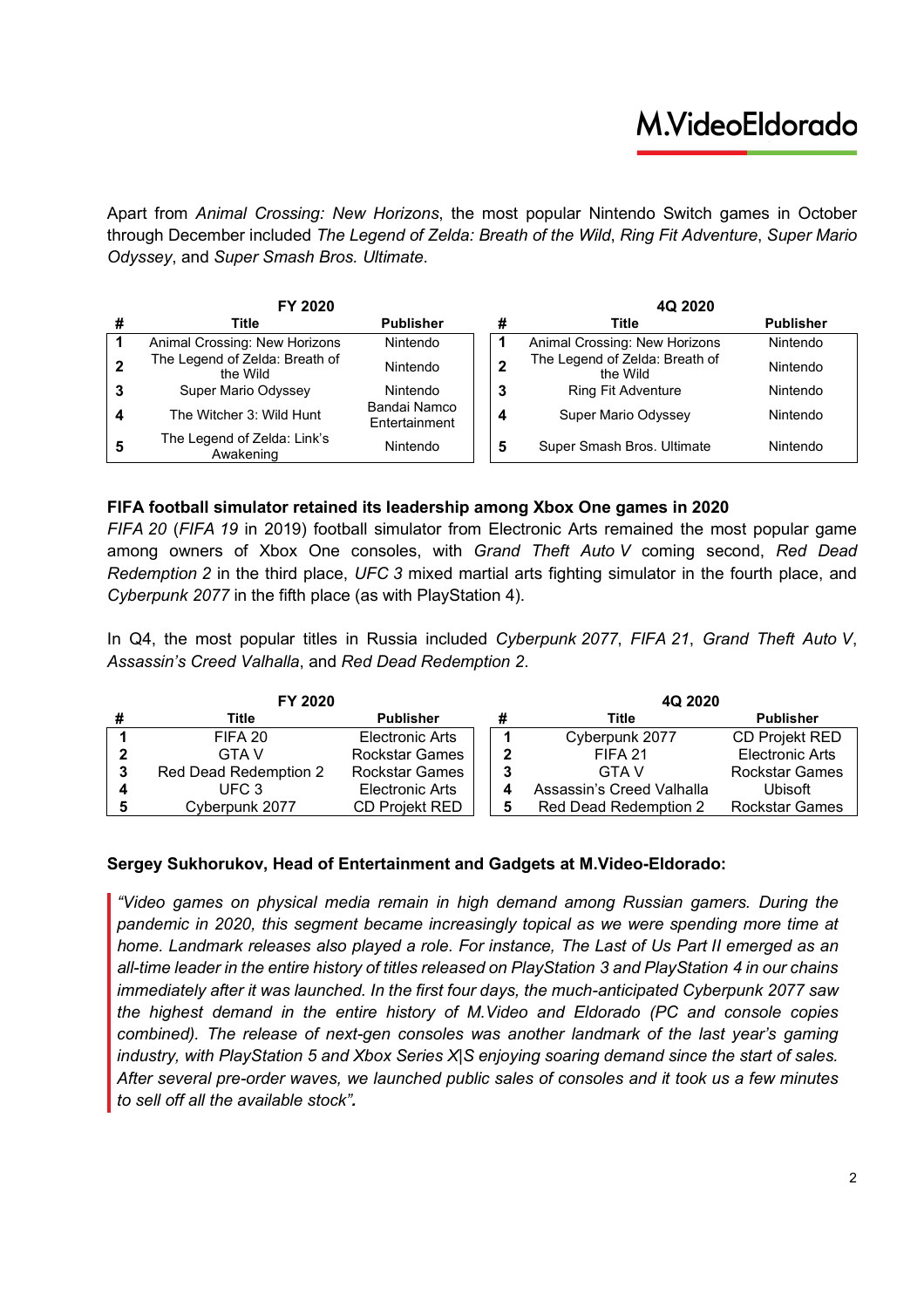Apart from *Animal Crossing: New Horizons*, the most popular Nintendo Switch games in October through December included *The Legend of Zelda: Breath of the Wild*, *Ring Fit Adventure*, *Super Mario Odyssey*, and *Super Smash Bros. Ultimate*.

| FY 2020 | | | 4Q 2020 | | |
|---|---|---|---|---|---|
| **#** | **Title** | **Publisher** | **#** | **Title** | **Publisher** |
| **1** | Animal Crossing: New Horizons | Nintendo | **1** | Animal Crossing: New Horizons | Nintendo |
| **2** | The Legend of Zelda: Breath of the Wild | Nintendo | **2** | The Legend of Zelda: Breath of the Wild | Nintendo |
| **3** | Super Mario Odyssey | Nintendo | **3** | Ring Fit Adventure | Nintendo |
| **4** | The Witcher 3: Wild Hunt | Bandai Namco Entertainment | **4** | Super Mario Odyssey | Nintendo |
| **5** | The Legend of Zelda: Link's Awakening | Nintendo | **5** | Super Smash Bros. Ultimate | Nintendo |

**FIFA football simulator retained its leadership among Xbox One games in 2020**

*FIFA 20* (*FIFA 19* in 2019) football simulator from Electronic Arts remained the most popular game among owners of Xbox One consoles, with *Grand Theft Auto V* coming second, *Red Dead Redemption 2* in the third place, *UFC 3* mixed martial arts fighting simulator in the fourth place, and *Cyberpunk 2077* in the fifth place (as with PlayStation 4).

In Q4, the most popular titles in Russia included *Cyberpunk 2077*, *FIFA 21*, *Grand Theft Auto V*, *Assassin's Creed Valhalla*, and *Red Dead Redemption 2*.

| FY 2020 | | | 4Q 2020 | | |
|---|---|---|---|---|---|
| **#** | **Title** | **Publisher** | **#** | **Title** | **Publisher** |
| **1** | FIFA 20 | Electronic Arts | **1** | Cyberpunk 2077 | CD Projekt RED |
| **2** | GTA V | Rockstar Games | **2** | FIFA 21 | Electronic Arts |
| **3** | Red Dead Redemption 2 | Rockstar Games | **3** | GTA V | Rockstar Games |
| **4** | UFC 3 | Electronic Arts | **4** | Assassin's Creed Valhalla | Ubisoft |
| **5** | Cyberpunk 2077 | CD Projekt RED | **5** | Red Dead Redemption 2 | Rockstar Games |

**Sergey Sukhorukov, Head of Entertainment and Gadgets at M.Video-Eldorado:**

*"Video games on physical media remain in high demand among Russian gamers. During the pandemic in 2020, this segment became increasingly topical as we were spending more time at home. Landmark releases also played a role. For instance, The Last of Us Part II emerged as an all-time leader in the entire history of titles released on PlayStation 3 and PlayStation 4 in our chains immediately after it was launched. In the first four days, the much-anticipated Cyberpunk 2077 saw the highest demand in the entire history of M.Video and Eldorado (PC and console copies combined). The release of next-gen consoles was another landmark of the last year's gaming industry, with PlayStation 5 and Xbox Series X|S enjoying soaring demand since the start of sales. After several pre-order waves, we launched public sales of consoles and it took us a few minutes to sell off all the available stock".*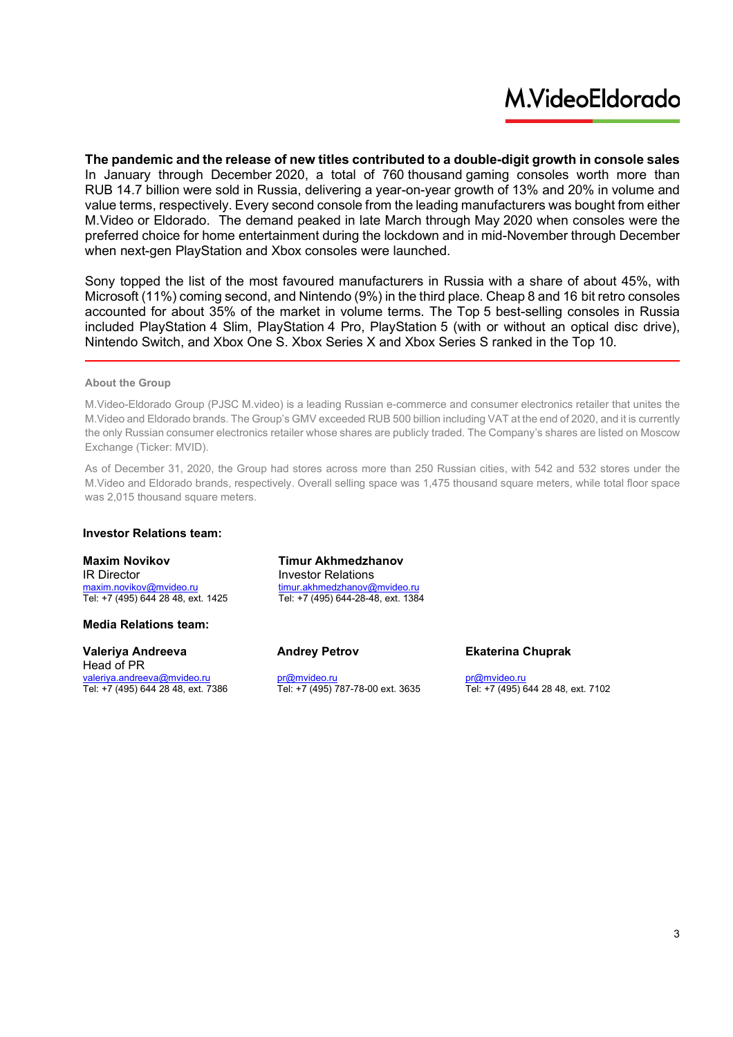**The pandemic and the release of new titles contributed to a double-digit growth in console sales**
In January through December 2020, a total of 760 thousand gaming consoles worth more than RUB 14.7 billion were sold in Russia, delivering a year-on-year growth of 13% and 20% in volume and value terms, respectively. Every second console from the leading manufacturers was bought from either M.Video or Eldorado. The demand peaked in late March through May 2020 when consoles were the preferred choice for home entertainment during the lockdown and in mid-November through December when next-gen PlayStation and Xbox consoles were launched.

Sony topped the list of the most favoured manufacturers in Russia with a share of about 45%, with Microsoft (11%) coming second, and Nintendo (9%) in the third place. Cheap 8 and 16 bit retro consoles accounted for about 35% of the market in volume terms. The Top 5 best-selling consoles in Russia included PlayStation 4 Slim, PlayStation 4 Pro, PlayStation 5 (with or without an optical disc drive), Nintendo Switch, and Xbox One S. Xbox Series X and Xbox Series S ranked in the Top 10.

---

**About the Group**

M.Video-Eldorado Group (PJSC M.video) is a leading Russian e-commerce and consumer electronics retailer that unites the M.Video and Eldorado brands. The Group's GMV exceeded RUB 500 billion including VAT at the end of 2020, and it is currently the only Russian consumer electronics retailer whose shares are publicly traded. The Company's shares are listed on Moscow Exchange (Ticker: MVID).

As of December 31, 2020, the Group had stores across more than 250 Russian cities, with 542 and 532 stores under the M.Video and Eldorado brands, respectively. Overall selling space was 1,475 thousand square meters, while total floor space was 2,015 thousand square meters.

**Investor Relations team:**

**Maxim Novikov**
IR Director
maxim.novikov@mvideo.ru
Tel: +7 (495) 644 28 48, ext. 1425

**Timur Akhmedzhanov**
Investor Relations
timur.akhmedzhanov@mvideo.ru
Tel: +7 (495) 644-28-48, ext. 1384

**Media Relations team:**

**Valeriya Andreeva**
Head of PR
valeriya.andreeva@mvideo.ru
Tel: +7 (495) 644 28 48, ext. 7386

**Andrey Petrov**
pr@mvideo.ru
Tel: +7 (495) 787-78-00 ext. 3635

**Ekaterina Chuprak**
pr@mvideo.ru
Tel: +7 (495) 644 28 48, ext. 7102